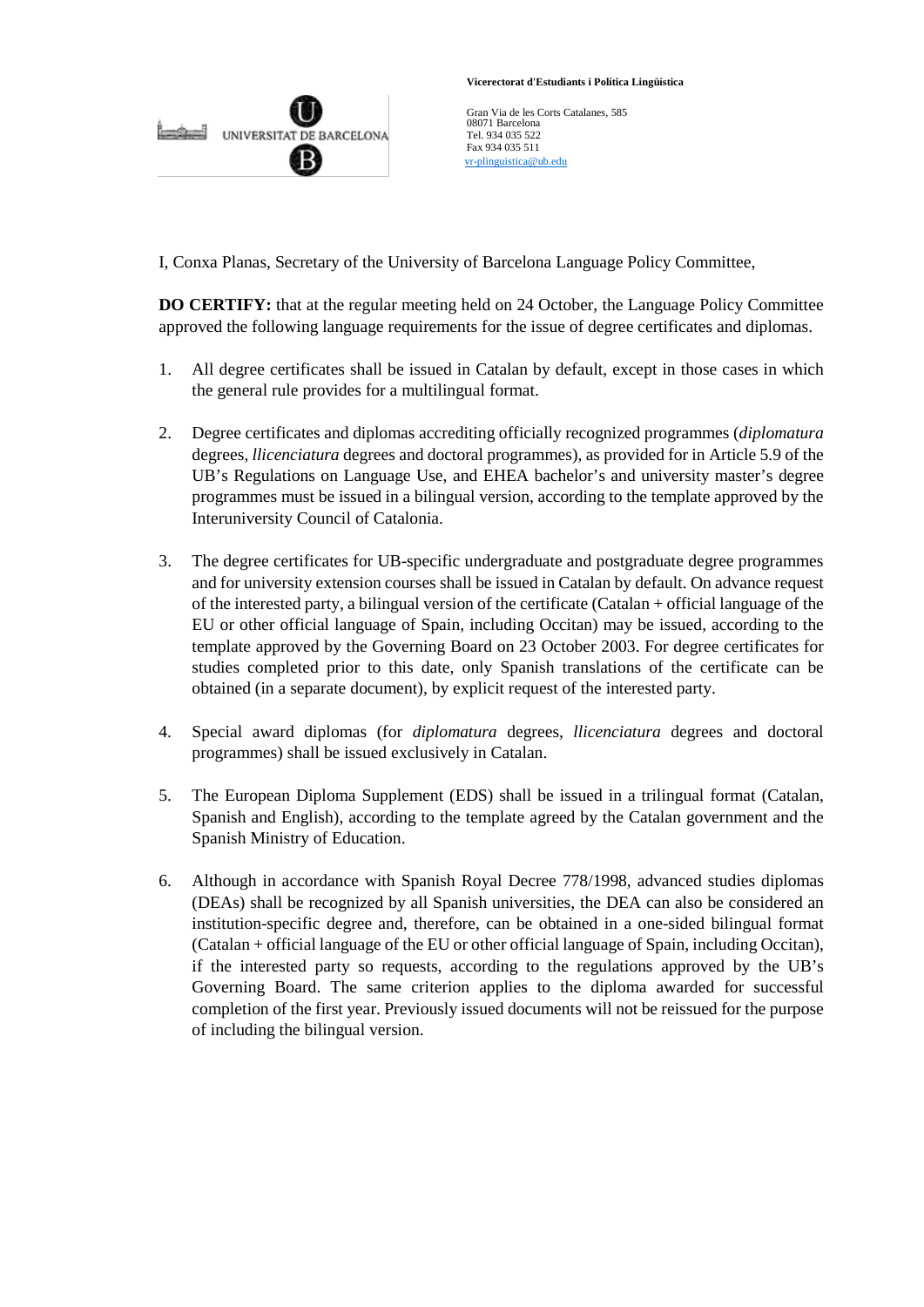**Vicerectorat d'Estudiants i Política Lingüística**

UNIVERSITAT DE BARCELONA

Gran Via de les Corts Catalanes, 585
08071 Barcelona
Tel. 934 035 522
Fax 934 035 511
vr-plinguistica@ub.edu

I, Conxa Planas, Secretary of the University of Barcelona Language Policy Committee,

**DO CERTIFY:** that at the regular meeting held on 24 October, the Language Policy Committee approved the following language requirements for the issue of degree certificates and diplomas.

1. All degree certificates shall be issued in Catalan by default, except in those cases in which the general rule provides for a multilingual format.

2. Degree certificates and diplomas accrediting officially recognized programmes (*diplomatura* degrees, *llicenciatura* degrees and doctoral programmes), as provided for in Article 5.9 of the UB's Regulations on Language Use, and EHEA bachelor's and university master's degree programmes must be issued in a bilingual version, according to the template approved by the Interuniversity Council of Catalonia.

3. The degree certificates for UB-specific undergraduate and postgraduate degree programmes and for university extension courses shall be issued in Catalan by default. On advance request of the interested party, a bilingual version of the certificate (Catalan + official language of the EU or other official language of Spain, including Occitan) may be issued, according to the template approved by the Governing Board on 23 October 2003. For degree certificates for studies completed prior to this date, only Spanish translations of the certificate can be obtained (in a separate document), by explicit request of the interested party.

4. Special award diplomas (for *diplomatura* degrees, *llicenciatura* degrees and doctoral programmes) shall be issued exclusively in Catalan.

5. The European Diploma Supplement (EDS) shall be issued in a trilingual format (Catalan, Spanish and English), according to the template agreed by the Catalan government and the Spanish Ministry of Education.

6. Although in accordance with Spanish Royal Decree 778/1998, advanced studies diplomas (DEAs) shall be recognized by all Spanish universities, the DEA can also be considered an institution-specific degree and, therefore, can be obtained in a one-sided bilingual format (Catalan + official language of the EU or other official language of Spain, including Occitan), if the interested party so requests, according to the regulations approved by the UB's Governing Board. The same criterion applies to the diploma awarded for successful completion of the first year. Previously issued documents will not be reissued for the purpose of including the bilingual version.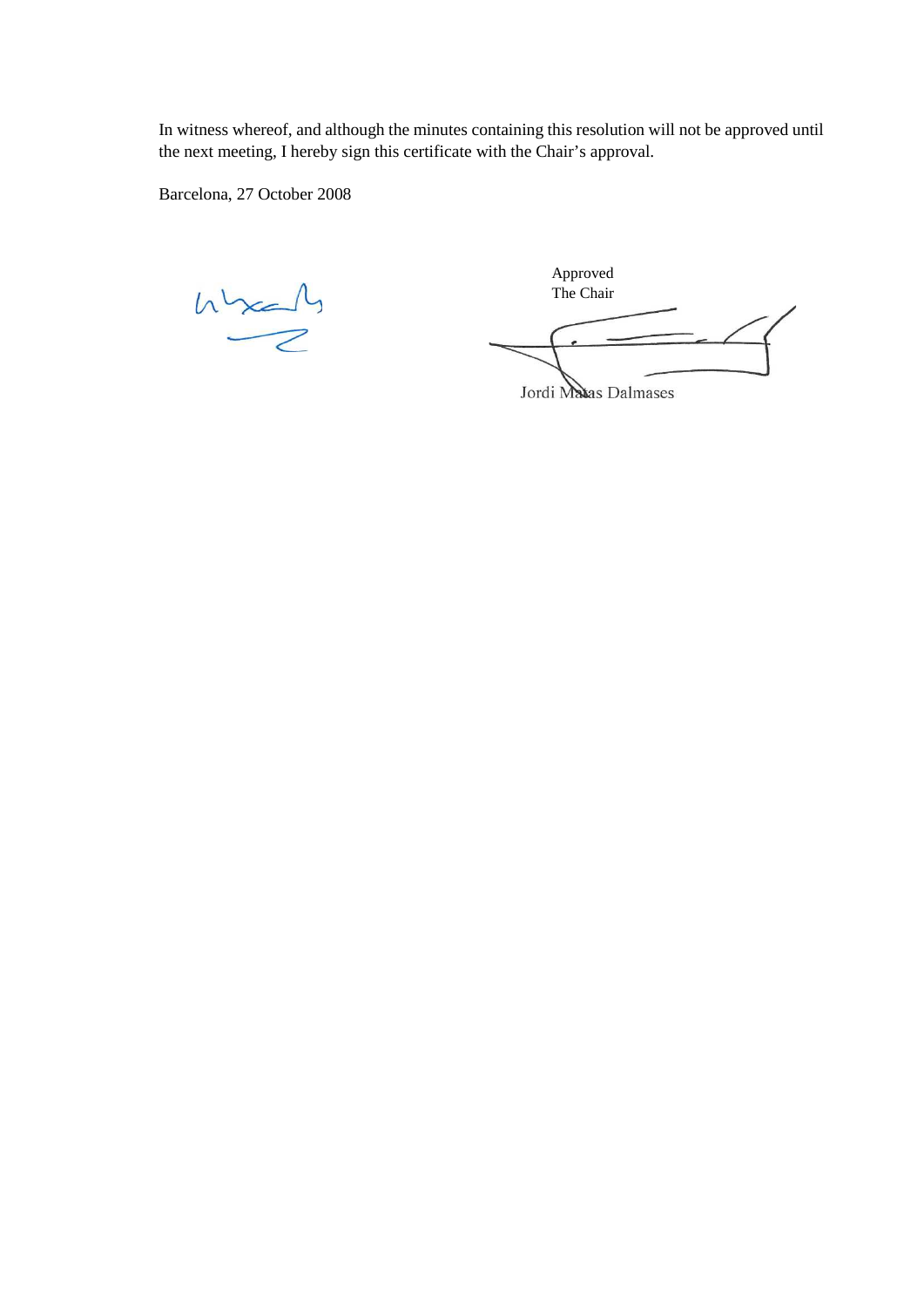In witness whereof, and although the minutes containing this resolution will not be approved until the next meeting, I hereby sign this certificate with the Chair's approval.

Barcelona, 27 October 2008

Approved
The Chair

Jordi Matas Dalmases